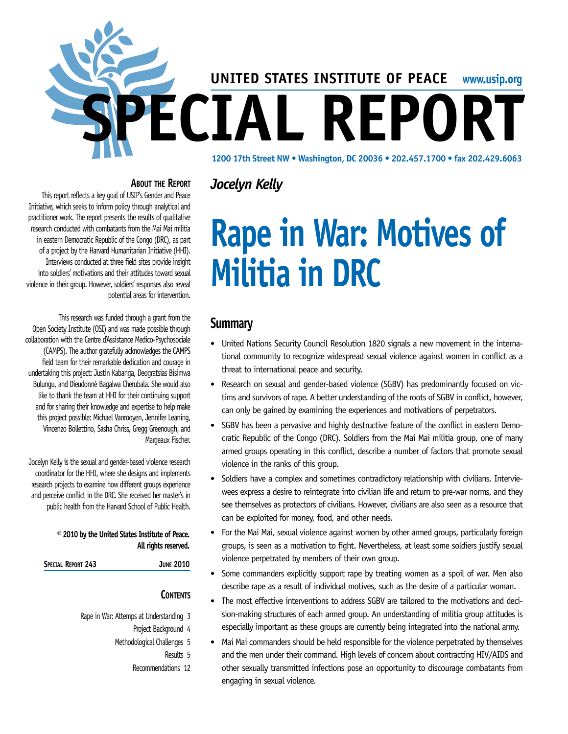UNITED STATES INSTITUTE OF PEACE www.usip.org

# SPECIAL REPORT

1200 17th Street NW • Washington, DC 20036 • 202.457.1700 • fax 202.429.6063

*Jocelyn Kelly*

# Rape in War: Motives of Militia in DRC

## About the Report

This report reflects a key goal of USIP's Gender and Peace Initiative, which seeks to inform policy through analytical and practitioner work. The report presents the results of qualitative research conducted with combatants from the Mai Mai militia in eastern Democratic Republic of the Congo (DRC), as part of a project by the Harvard Humanitarian Initiative (HHI). Interviews conducted at three field sites provide insight into soldiers' motivations and their attitudes toward sexual violence in their group. However, soldiers' responses also reveal potential areas for intervention.

This research was funded through a grant from the Open Society Institute (OSI) and was made possible through collaboration with the Centre d'Assistance Medico-Psychosociale (CAMPS). The author gratefully acknowledges the CAMPS field team for their remarkable dedication and courage in undertaking this project: Justin Kabanga, Deogratsias Bisimwa Bulungu, and Dieudonné Bagalwa Cherubala. She would also like to thank the team at HHI for their continuing support and for sharing their knowledge and expertise to help make this project possible: Michael Vanrooyen, Jennifer Leaning, Vincenzo Bollettino, Sasha Chriss, Gregg Greenough, and Margeaux Fischer.

Jocelyn Kelly is the sexual and gender-based violence research coordinator for the HHI, where she designs and implements research projects to examine how different groups experience and perceive conflict in the DRC. She received her master's in public health from the Harvard School of Public Health.

**© 2010 by the United States Institute of Peace. All rights reserved.**

Special Report 243 — June 2010

## Contents

- Rape in War: Attemps at Understanding 3
- Project Background 4
- Methodological Challenges 5
- Results 5
- Recommendations 12

## Summary

- United Nations Security Council Resolution 1820 signals a new movement in the international community to recognize widespread sexual violence against women in conflict as a threat to international peace and security.
- Research on sexual and gender-based violence (SGBV) has predominantly focused on victims and survivors of rape. A better understanding of the roots of SGBV in conflict, however, can only be gained by examining the experiences and motivations of perpetrators.
- SGBV has been a pervasive and highly destructive feature of the conflict in eastern Democratic Republic of the Congo (DRC). Soldiers from the Mai Mai militia group, one of many armed groups operating in this conflict, describe a number of factors that promote sexual violence in the ranks of this group.
- Soldiers have a complex and sometimes contradictory relationship with civilians. Interviewees express a desire to reintegrate into civilian life and return to pre-war norms, and they see themselves as protectors of civilians. However, civilians are also seen as a resource that can be exploited for money, food, and other needs.
- For the Mai Mai, sexual violence against women by other armed groups, particularly foreign groups, is seen as a motivation to fight. Nevertheless, at least some soldiers justify sexual violence perpetrated by members of their own group.
- Some commanders explicitly support rape by treating women as a spoil of war. Men also describe rape as a result of individual motives, such as the desire of a particular woman.
- The most effective interventions to address SGBV are tailored to the motivations and decision-making structures of each armed group. An understanding of militia group attitudes is especially important as these groups are currently being integrated into the national army.
- Mai Mai commanders should be held responsible for the violence perpetrated by themselves and the men under their command. High levels of concern about contracting HIV/AIDS and other sexually transmitted infections pose an opportunity to discourage combatants from engaging in sexual violence.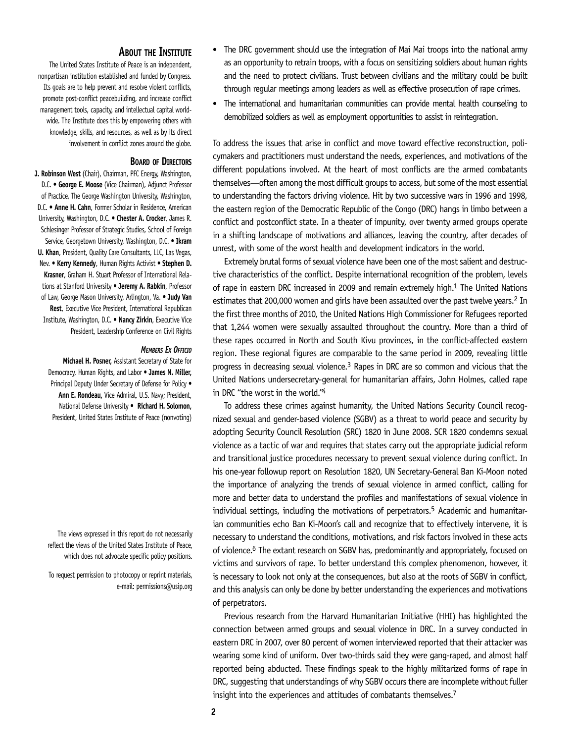## About the Institute

The United States Institute of Peace is an independent, nonpartisan institution established and funded by Congress. Its goals are to help prevent and resolve violent conflicts, promote post-conflict peacebuilding, and increase conflict management tools, capacity, and intellectual capital worldwide. The Institute does this by empowering others with knowledge, skills, and resources, as well as by its direct involvement in conflict zones around the globe.

### Board of Directors

**J. Robinson West** (Chair), Chairman, PFC Energy, Washington, D.C. • **George E. Moose** (Vice Chairman), Adjunct Professor of Practice, The George Washington University, Washington, D.C. • **Anne H. Cahn**, Former Scholar in Residence, American University, Washington, D.C. • **Chester A. Crocker**, James R. Schlesinger Professor of Strategic Studies, School of Foreign Service, Georgetown University, Washington, D.C. • **Ikram U. Khan**, President, Quality Care Consultants, LLC, Las Vegas, Nev. • **Kerry Kennedy**, Human Rights Activist • **Stephen D. Krasner**, Graham H. Stuart Professor of International Relations at Stanford University • **Jeremy A. Rabkin**, Professor of Law, George Mason University, Arlington, Va. • **Judy Van Rest**, Executive Vice President, International Republican Institute, Washington, D.C. • **Nancy Zirkin**, Executive Vice President, Leadership Conference on Civil Rights

#### *Members Ex Officio*

**Michael H. Posner,** Assistant Secretary of State for Democracy, Human Rights, and Labor • **James N. Miller,** Principal Deputy Under Secretary of Defense for Policy • **Ann E. Rondeau,** Vice Admiral, U.S. Navy; President, National Defense University • **Richard H. Solomon,** President, United States Institute of Peace (nonvoting)

The views expressed in this report do not necessarily reflect the views of the United States Institute of Peace, which does not advocate specific policy positions.

To request permission to photocopy or reprint materials, e-mail: permissions@usip.org

- The DRC government should use the integration of Mai Mai troops into the national army as an opportunity to retrain troops, with a focus on sensitizing soldiers about human rights and the need to protect civilians. Trust between civilians and the military could be built through regular meetings among leaders as well as effective prosecution of rape crimes.
- The international and humanitarian communities can provide mental health counseling to demobilized soldiers as well as employment opportunities to assist in reintegration.

To address the issues that arise in conflict and move toward effective reconstruction, policymakers and practitioners must understand the needs, experiences, and motivations of the different populations involved. At the heart of most conflicts are the armed combatants themselves—often among the most difficult groups to access, but some of the most essential to understanding the factors driving violence. Hit by two successive wars in 1996 and 1998, the eastern region of the Democratic Republic of the Congo (DRC) hangs in limbo between a conflict and postconflict state. In a theater of impunity, over twenty armed groups operate in a shifting landscape of motivations and alliances, leaving the country, after decades of unrest, with some of the worst health and development indicators in the world.

Extremely brutal forms of sexual violence have been one of the most salient and destructive characteristics of the conflict. Despite international recognition of the problem, levels of rape in eastern DRC increased in 2009 and remain extremely high.[1] The United Nations estimates that 200,000 women and girls have been assaulted over the past twelve years.[2] In the first three months of 2010, the United Nations High Commissioner for Refugees reported that 1,244 women were sexually assaulted throughout the country. More than a third of these rapes occurred in North and South Kivu provinces, in the conflict-affected eastern region. These regional figures are comparable to the same period in 2009, revealing little progress in decreasing sexual violence.[3] Rapes in DRC are so common and vicious that the United Nations undersecretary-general for humanitarian affairs, John Holmes, called rape in DRC "the worst in the world."[4]

To address these crimes against humanity, the United Nations Security Council recognized sexual and gender-based violence (SGBV) as a threat to world peace and security by adopting Security Council Resolution (SRC) 1820 in June 2008. SCR 1820 condemns sexual violence as a tactic of war and requires that states carry out the appropriate judicial reform and transitional justice procedures necessary to prevent sexual violence during conflict. In his one-year followup report on Resolution 1820, UN Secretary-General Ban Ki-Moon noted the importance of analyzing the trends of sexual violence in armed conflict, calling for more and better data to understand the profiles and manifestations of sexual violence in individual settings, including the motivations of perpetrators.[5] Academic and humanitarian communities echo Ban Ki-Moon's call and recognize that to effectively intervene, it is necessary to understand the conditions, motivations, and risk factors involved in these acts of violence.[6] The extant research on SGBV has, predominantly and appropriately, focused on victims and survivors of rape. To better understand this complex phenomenon, however, it is necessary to look not only at the consequences, but also at the roots of SGBV in conflict, and this analysis can only be done by better understanding the experiences and motivations of perpetrators.

Previous research from the Harvard Humanitarian Initiative (HHI) has highlighted the connection between armed groups and sexual violence in DRC. In a survey conducted in eastern DRC in 2007, over 80 percent of women interviewed reported that their attacker was wearing some kind of uniform. Over two-thirds said they were gang-raped, and almost half reported being abducted. These findings speak to the highly militarized forms of rape in DRC, suggesting that understandings of why SGBV occurs there are incomplete without fuller insight into the experiences and attitudes of combatants themselves.[7]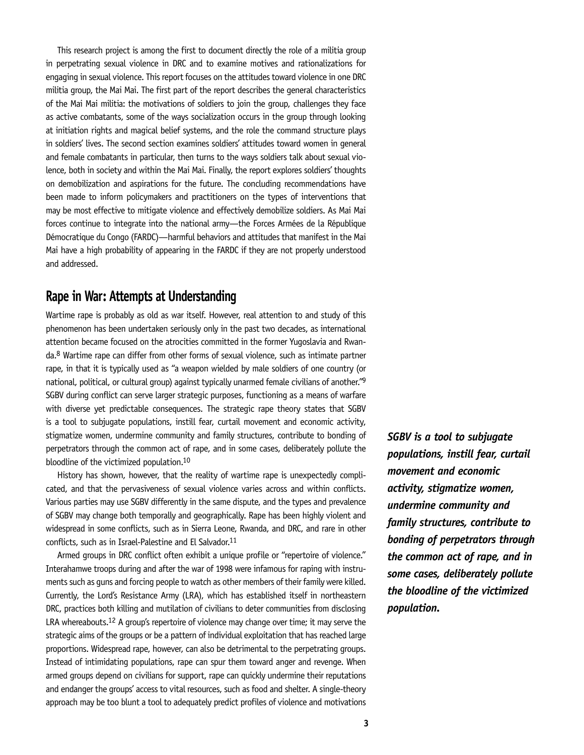This research project is among the first to document directly the role of a militia group in perpetrating sexual violence in DRC and to examine motives and rationalizations for engaging in sexual violence. This report focuses on the attitudes toward violence in one DRC militia group, the Mai Mai. The first part of the report describes the general characteristics of the Mai Mai militia: the motivations of soldiers to join the group, challenges they face as active combatants, some of the ways socialization occurs in the group through looking at initiation rights and magical belief systems, and the role the command structure plays in soldiers' lives. The second section examines soldiers' attitudes toward women in general and female combatants in particular, then turns to the ways soldiers talk about sexual violence, both in society and within the Mai Mai. Finally, the report explores soldiers' thoughts on demobilization and aspirations for the future. The concluding recommendations have been made to inform policymakers and practitioners on the types of interventions that may be most effective to mitigate violence and effectively demobilize soldiers. As Mai Mai forces continue to integrate into the national army—the Forces Armées de la République Démocratique du Congo (FARDC)—harmful behaviors and attitudes that manifest in the Mai Mai have a high probability of appearing in the FARDC if they are not properly understood and addressed.

## Rape in War: Attempts at Understanding

Wartime rape is probably as old as war itself. However, real attention to and study of this phenomenon has been undertaken seriously only in the past two decades, as international attention became focused on the atrocities committed in the former Yugoslavia and Rwanda.[8] Wartime rape can differ from other forms of sexual violence, such as intimate partner rape, in that it is typically used as "a weapon wielded by male soldiers of one country (or national, political, or cultural group) against typically unarmed female civilians of another."[9] SGBV during conflict can serve larger strategic purposes, functioning as a means of warfare with diverse yet predictable consequences. The strategic rape theory states that SGBV is a tool to subjugate populations, instill fear, curtail movement and economic activity, stigmatize women, undermine community and family structures, contribute to bonding of perpetrators through the common act of rape, and in some cases, deliberately pollute the bloodline of the victimized population.[10]

***SGBV is a tool to subjugate populations, instill fear, curtail movement and economic activity, stigmatize women, undermine community and family structures, contribute to bonding of perpetrators through the common act of rape, and in some cases, deliberately pollute the bloodline of the victimized population.***

History has shown, however, that the reality of wartime rape is unexpectedly complicated, and that the pervasiveness of sexual violence varies across and within conflicts. Various parties may use SGBV differently in the same dispute, and the types and prevalence of SGBV may change both temporally and geographically. Rape has been highly violent and widespread in some conflicts, such as in Sierra Leone, Rwanda, and DRC, and rare in other conflicts, such as in Israel-Palestine and El Salvador.[11]

Armed groups in DRC conflict often exhibit a unique profile or "repertoire of violence." Interahamwe troops during and after the war of 1998 were infamous for raping with instruments such as guns and forcing people to watch as other members of their family were killed. Currently, the Lord's Resistance Army (LRA), which has established itself in northeastern DRC, practices both killing and mutilation of civilians to deter communities from disclosing LRA whereabouts.[12] A group's repertoire of violence may change over time; it may serve the strategic aims of the groups or be a pattern of individual exploitation that has reached large proportions. Widespread rape, however, can also be detrimental to the perpetrating groups. Instead of intimidating populations, rape can spur them toward anger and revenge. When armed groups depend on civilians for support, rape can quickly undermine their reputations and endanger the groups' access to vital resources, such as food and shelter. A single-theory approach may be too blunt a tool to adequately predict profiles of violence and motivations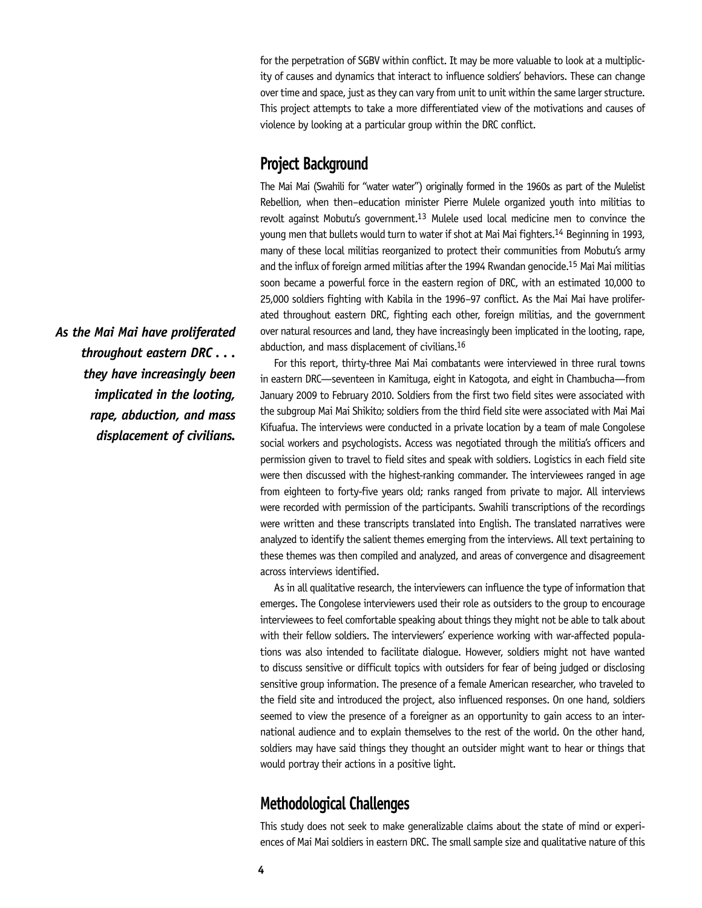for the perpetration of SGBV within conflict. It may be more valuable to look at a multiplicity of causes and dynamics that interact to influence soldiers' behaviors. These can change over time and space, just as they can vary from unit to unit within the same larger structure. This project attempts to take a more differentiated view of the motivations and causes of violence by looking at a particular group within the DRC conflict.

## Project Background

The Mai Mai (Swahili for "water water") originally formed in the 1960s as part of the Mulelist Rebellion, when then–education minister Pierre Mulele organized youth into militias to revolt against Mobutu's government.[13] Mulele used local medicine men to convince the young men that bullets would turn to water if shot at Mai Mai fighters.[14] Beginning in 1993, many of these local militias reorganized to protect their communities from Mobutu's army and the influx of foreign armed militias after the 1994 Rwandan genocide.[15] Mai Mai militias soon became a powerful force in the eastern region of DRC, with an estimated 10,000 to 25,000 soldiers fighting with Kabila in the 1996–97 conflict. As the Mai Mai have proliferated throughout eastern DRC, fighting each other, foreign militias, and the government over natural resources and land, they have increasingly been implicated in the looting, rape, abduction, and mass displacement of civilians.[16]

***As the Mai Mai have proliferated throughout eastern DRC . . . they have increasingly been implicated in the looting, rape, abduction, and mass displacement of civilians.***

For this report, thirty-three Mai Mai combatants were interviewed in three rural towns in eastern DRC—seventeen in Kamituga, eight in Katogota, and eight in Chambucha—from January 2009 to February 2010. Soldiers from the first two field sites were associated with the subgroup Mai Mai Shikito; soldiers from the third field site were associated with Mai Mai Kifuafua. The interviews were conducted in a private location by a team of male Congolese social workers and psychologists. Access was negotiated through the militia's officers and permission given to travel to field sites and speak with soldiers. Logistics in each field site were then discussed with the highest-ranking commander. The interviewees ranged in age from eighteen to forty-five years old; ranks ranged from private to major. All interviews were recorded with permission of the participants. Swahili transcriptions of the recordings were written and these transcripts translated into English. The translated narratives were analyzed to identify the salient themes emerging from the interviews. All text pertaining to these themes was then compiled and analyzed, and areas of convergence and disagreement across interviews identified.

As in all qualitative research, the interviewers can influence the type of information that emerges. The Congolese interviewers used their role as outsiders to the group to encourage interviewees to feel comfortable speaking about things they might not be able to talk about with their fellow soldiers. The interviewers' experience working with war-affected populations was also intended to facilitate dialogue. However, soldiers might not have wanted to discuss sensitive or difficult topics with outsiders for fear of being judged or disclosing sensitive group information. The presence of a female American researcher, who traveled to the field site and introduced the project, also influenced responses. On one hand, soldiers seemed to view the presence of a foreigner as an opportunity to gain access to an international audience and to explain themselves to the rest of the world. On the other hand, soldiers may have said things they thought an outsider might want to hear or things that would portray their actions in a positive light.

## Methodological Challenges

This study does not seek to make generalizable claims about the state of mind or experiences of Mai Mai soldiers in eastern DRC. The small sample size and qualitative nature of this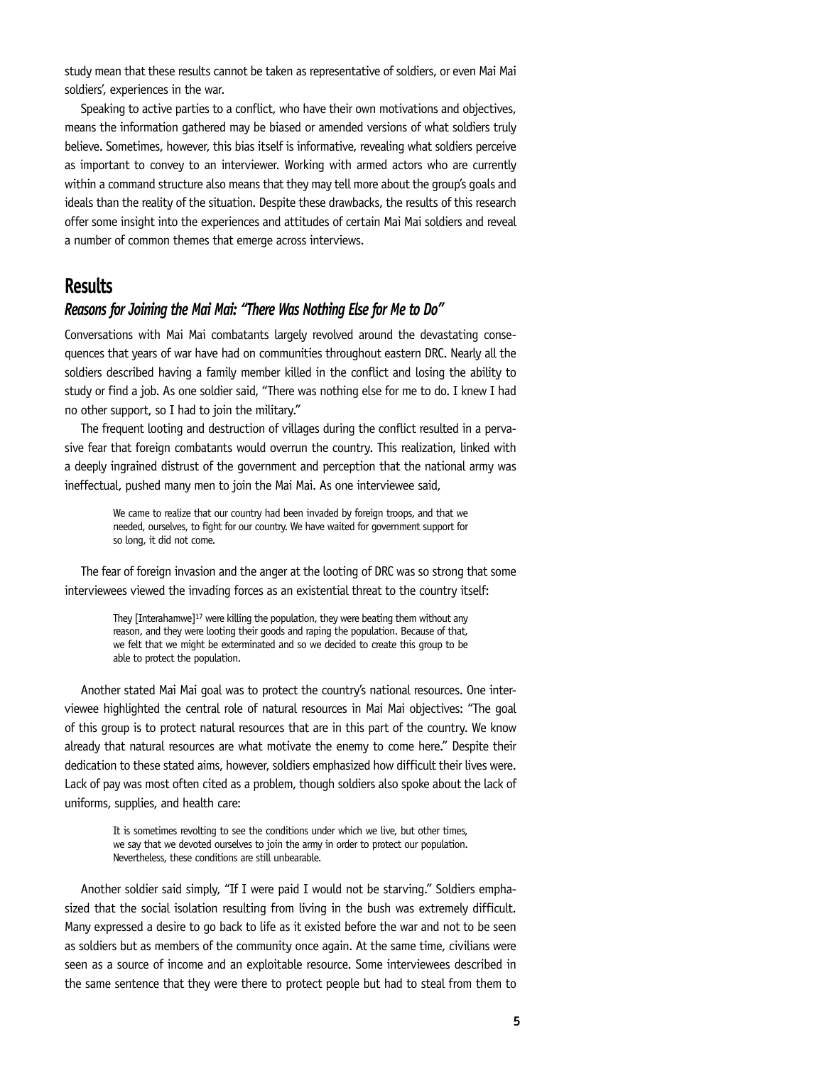study mean that these results cannot be taken as representative of soldiers, or even Mai Mai soldiers', experiences in the war.

Speaking to active parties to a conflict, who have their own motivations and objectives, means the information gathered may be biased or amended versions of what soldiers truly believe. Sometimes, however, this bias itself is informative, revealing what soldiers perceive as important to convey to an interviewer. Working with armed actors who are currently within a command structure also means that they may tell more about the group's goals and ideals than the reality of the situation. Despite these drawbacks, the results of this research offer some insight into the experiences and attitudes of certain Mai Mai soldiers and reveal a number of common themes that emerge across interviews.

## Results

### *Reasons for Joining the Mai Mai: "There Was Nothing Else for Me to Do"*

Conversations with Mai Mai combatants largely revolved around the devastating consequences that years of war have had on communities throughout eastern DRC. Nearly all the soldiers described having a family member killed in the conflict and losing the ability to study or find a job. As one soldier said, "There was nothing else for me to do. I knew I had no other support, so I had to join the military."

The frequent looting and destruction of villages during the conflict resulted in a pervasive fear that foreign combatants would overrun the country. This realization, linked with a deeply ingrained distrust of the government and perception that the national army was ineffectual, pushed many men to join the Mai Mai. As one interviewee said,

> We came to realize that our country had been invaded by foreign troops, and that we needed, ourselves, to fight for our country. We have waited for government support for so long, it did not come.

The fear of foreign invasion and the anger at the looting of DRC was so strong that some interviewees viewed the invading forces as an existential threat to the country itself:

> They [Interahamwe][17] were killing the population, they were beating them without any reason, and they were looting their goods and raping the population. Because of that, we felt that we might be exterminated and so we decided to create this group to be able to protect the population.

Another stated Mai Mai goal was to protect the country's national resources. One interviewee highlighted the central role of natural resources in Mai Mai objectives: "The goal of this group is to protect natural resources that are in this part of the country. We know already that natural resources are what motivate the enemy to come here." Despite their dedication to these stated aims, however, soldiers emphasized how difficult their lives were. Lack of pay was most often cited as a problem, though soldiers also spoke about the lack of uniforms, supplies, and health care:

> It is sometimes revolting to see the conditions under which we live, but other times, we say that we devoted ourselves to join the army in order to protect our population. Nevertheless, these conditions are still unbearable.

Another soldier said simply, "If I were paid I would not be starving." Soldiers emphasized that the social isolation resulting from living in the bush was extremely difficult. Many expressed a desire to go back to life as it existed before the war and not to be seen as soldiers but as members of the community once again. At the same time, civilians were seen as a source of income and an exploitable resource. Some interviewees described in the same sentence that they were there to protect people but had to steal from them to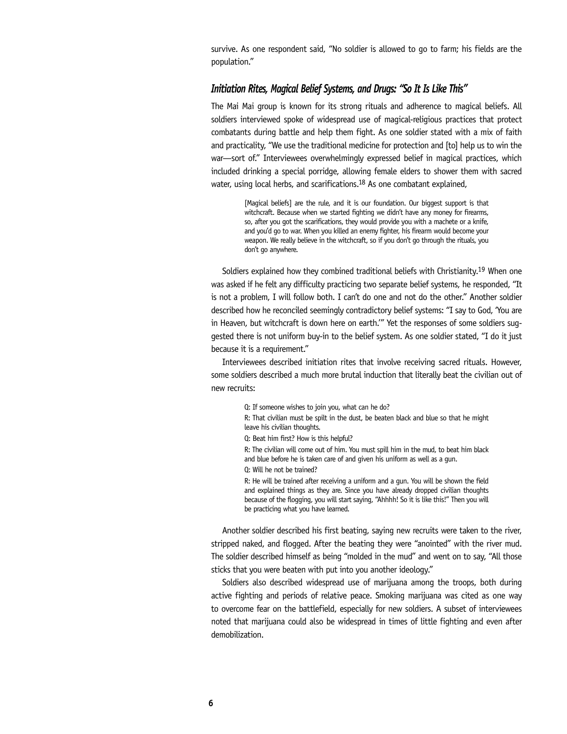survive. As one respondent said, "No soldier is allowed to go to farm; his fields are the population."

### *Initiation Rites, Magical Belief Systems, and Drugs: "So It Is Like This"*

The Mai Mai group is known for its strong rituals and adherence to magical beliefs. All soldiers interviewed spoke of widespread use of magical-religious practices that protect combatants during battle and help them fight. As one soldier stated with a mix of faith and practicality, "We use the traditional medicine for protection and [to] help us to win the war—sort of." Interviewees overwhelmingly expressed belief in magical practices, which included drinking a special porridge, allowing female elders to shower them with sacred water, using local herbs, and scarifications.[18] As one combatant explained,

> [Magical beliefs] are the rule, and it is our foundation. Our biggest support is that witchcraft. Because when we started fighting we didn't have any money for firearms, so, after you got the scarifications, they would provide you with a machete or a knife, and you'd go to war. When you killed an enemy fighter, his firearm would become your weapon. We really believe in the witchcraft, so if you don't go through the rituals, you don't go anywhere.

Soldiers explained how they combined traditional beliefs with Christianity.[19] When one was asked if he felt any difficulty practicing two separate belief systems, he responded, "It is not a problem, I will follow both. I can't do one and not do the other." Another soldier described how he reconciled seemingly contradictory belief systems: "I say to God, 'You are in Heaven, but witchcraft is down here on earth.'" Yet the responses of some soldiers suggested there is not uniform buy-in to the belief system. As one soldier stated, "I do it just because it is a requirement."

Interviewees described initiation rites that involve receiving sacred rituals. However, some soldiers described a much more brutal induction that literally beat the civilian out of new recruits:

> Q: If someone wishes to join you, what can he do?
>
> R: That civilian must be spilt in the dust, be beaten black and blue so that he might leave his civilian thoughts.
>
> Q: Beat him first? How is this helpful?
>
> R: The civilian will come out of him. You must spill him in the mud, to beat him black and blue before he is taken care of and given his uniform as well as a gun.
>
> Q: Will he not be trained?
>
> R: He will be trained after receiving a uniform and a gun. You will be shown the field and explained things as they are. Since you have already dropped civilian thoughts because of the flogging, you will start saying, "Ahhhh! So it is like this!" Then you will be practicing what you have learned.

Another soldier described his first beating, saying new recruits were taken to the river, stripped naked, and flogged. After the beating they were "anointed" with the river mud. The soldier described himself as being "molded in the mud" and went on to say, "All those sticks that you were beaten with put into you another ideology."

Soldiers also described widespread use of marijuana among the troops, both during active fighting and periods of relative peace. Smoking marijuana was cited as one way to overcome fear on the battlefield, especially for new soldiers. A subset of interviewees noted that marijuana could also be widespread in times of little fighting and even after demobilization.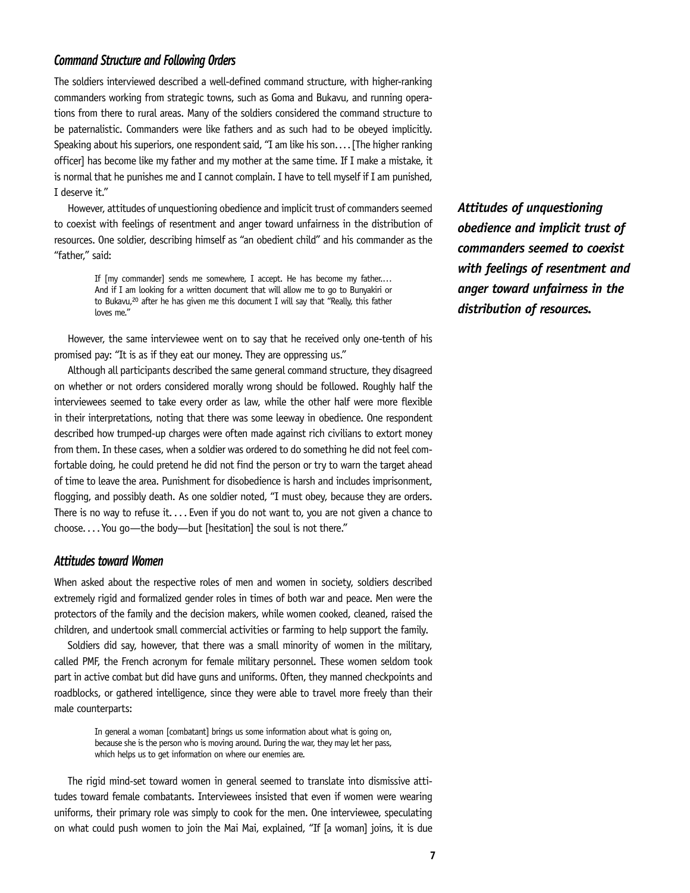### Command Structure and Following Orders

The soldiers interviewed described a well-defined command structure, with higher-ranking commanders working from strategic towns, such as Goma and Bukavu, and running operations from there to rural areas. Many of the soldiers considered the command structure to be paternalistic. Commanders were like fathers and as such had to be obeyed implicitly. Speaking about his superiors, one respondent said, "I am like his son. . . . [The higher ranking officer] has become like my father and my mother at the same time. If I make a mistake, it is normal that he punishes me and I cannot complain. I have to tell myself if I am punished, I deserve it."

However, attitudes of unquestioning obedience and implicit trust of commanders seemed to coexist with feelings of resentment and anger toward unfairness in the distribution of resources. One soldier, describing himself as "an obedient child" and his commander as the "father," said:

> If [my commander] sends me somewhere, I accept. He has become my father.... And if I am looking for a written document that will allow me to go to Bunyakiri or to Bukavu,[20] after he has given me this document I will say that "Really, this father loves me."

***Attitudes of unquestioning obedience and implicit trust of commanders seemed to coexist with feelings of resentment and anger toward unfairness in the distribution of resources.***

However, the same interviewee went on to say that he received only one-tenth of his promised pay: "It is as if they eat our money. They are oppressing us."

Although all participants described the same general command structure, they disagreed on whether or not orders considered morally wrong should be followed. Roughly half the interviewees seemed to take every order as law, while the other half were more flexible in their interpretations, noting that there was some leeway in obedience. One respondent described how trumped-up charges were often made against rich civilians to extort money from them. In these cases, when a soldier was ordered to do something he did not feel comfortable doing, he could pretend he did not find the person or try to warn the target ahead of time to leave the area. Punishment for disobedience is harsh and includes imprisonment, flogging, and possibly death. As one soldier noted, "I must obey, because they are orders. There is no way to refuse it. . . . Even if you do not want to, you are not given a chance to choose. . . . You go—the body—but [hesitation] the soul is not there."

### Attitudes toward Women

When asked about the respective roles of men and women in society, soldiers described extremely rigid and formalized gender roles in times of both war and peace. Men were the protectors of the family and the decision makers, while women cooked, cleaned, raised the children, and undertook small commercial activities or farming to help support the family.

Soldiers did say, however, that there was a small minority of women in the military, called PMF, the French acronym for female military personnel. These women seldom took part in active combat but did have guns and uniforms. Often, they manned checkpoints and roadblocks, or gathered intelligence, since they were able to travel more freely than their male counterparts:

> In general a woman [combatant] brings us some information about what is going on, because she is the person who is moving around. During the war, they may let her pass, which helps us to get information on where our enemies are.

The rigid mind-set toward women in general seemed to translate into dismissive attitudes toward female combatants. Interviewees insisted that even if women were wearing uniforms, their primary role was simply to cook for the men. One interviewee, speculating on what could push women to join the Mai Mai, explained, "If [a woman] joins, it is due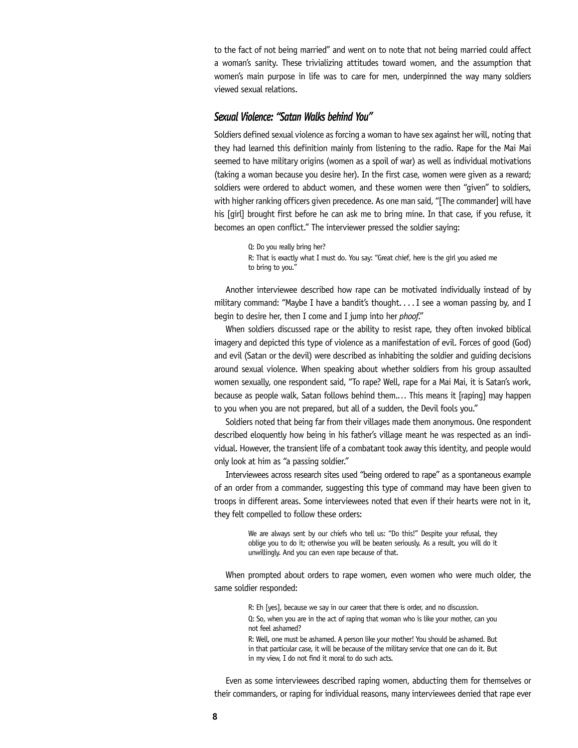to the fact of not being married" and went on to note that not being married could affect a woman's sanity. These trivializing attitudes toward women, and the assumption that women's main purpose in life was to care for men, underpinned the way many soldiers viewed sexual relations.

### *Sexual Violence: "Satan Walks behind You"*

Soldiers defined sexual violence as forcing a woman to have sex against her will, noting that they had learned this definition mainly from listening to the radio. Rape for the Mai Mai seemed to have military origins (women as a spoil of war) as well as individual motivations (taking a woman because you desire her). In the first case, women were given as a reward; soldiers were ordered to abduct women, and these women were then "given" to soldiers, with higher ranking officers given precedence. As one man said, "[The commander] will have his [girl] brought first before he can ask me to bring mine. In that case, if you refuse, it becomes an open conflict." The interviewer pressed the soldier saying:

> Q: Do you really bring her?
> R: That is exactly what I must do. You say: "Great chief, here is the girl you asked me to bring to you."

Another interviewee described how rape can be motivated individually instead of by military command: "Maybe I have a bandit's thought. . . . I see a woman passing by, and I begin to desire her, then I come and I jump into her *phoof*."

When soldiers discussed rape or the ability to resist rape, they often invoked biblical imagery and depicted this type of violence as a manifestation of evil. Forces of good (God) and evil (Satan or the devil) were described as inhabiting the soldier and guiding decisions around sexual violence. When speaking about whether soldiers from his group assaulted women sexually, one respondent said, "To rape? Well, rape for a Mai Mai, it is Satan's work, because as people walk, Satan follows behind them.… This means it [raping] may happen to you when you are not prepared, but all of a sudden, the Devil fools you."

Soldiers noted that being far from their villages made them anonymous. One respondent described eloquently how being in his father's village meant he was respected as an individual. However, the transient life of a combatant took away this identity, and people would only look at him as "a passing soldier."

Interviewees across research sites used "being ordered to rape" as a spontaneous example of an order from a commander, suggesting this type of command may have been given to troops in different areas. Some interviewees noted that even if their hearts were not in it, they felt compelled to follow these orders:

> We are always sent by our chiefs who tell us: "Do this!" Despite your refusal, they oblige you to do it; otherwise you will be beaten seriously. As a result, you will do it unwillingly. And you can even rape because of that.

When prompted about orders to rape women, even women who were much older, the same soldier responded:

> R: Eh [yes], because we say in our career that there is order, and no discussion.
>
> Q: So, when you are in the act of raping that woman who is like your mother, can you not feel ashamed?
>
> R: Well, one must be ashamed. A person like your mother! You should be ashamed. But in that particular case, it will be because of the military service that one can do it. But in my view, I do not find it moral to do such acts.

Even as some interviewees described raping women, abducting them for themselves or their commanders, or raping for individual reasons, many interviewees denied that rape ever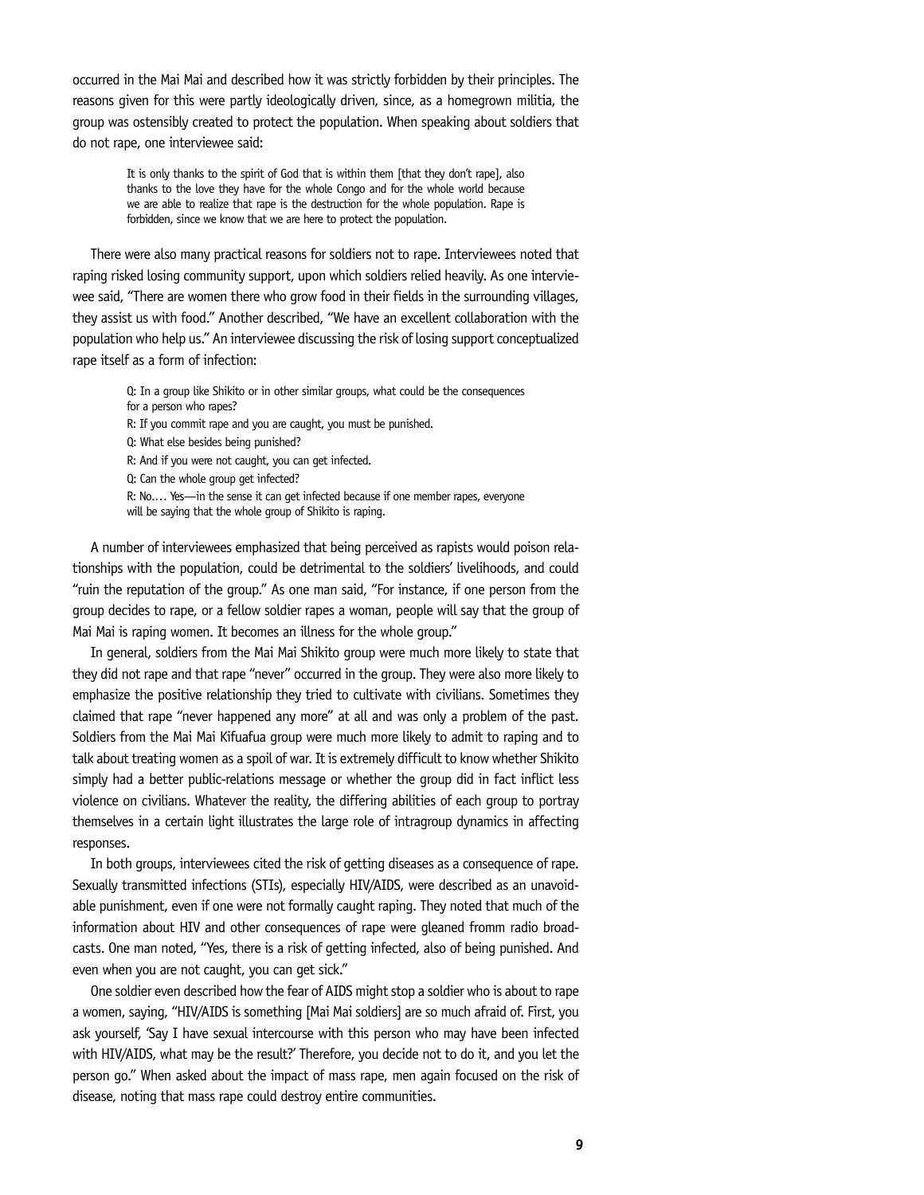occurred in the Mai Mai and described how it was strictly forbidden by their principles. The reasons given for this were partly ideologically driven, since, as a homegrown militia, the group was ostensibly created to protect the population. When speaking about soldiers that do not rape, one interviewee said:

> It is only thanks to the spirit of God that is within them [that they don't rape], also thanks to the love they have for the whole Congo and for the whole world because we are able to realize that rape is the destruction for the whole population. Rape is forbidden, since we know that we are here to protect the population.

There were also many practical reasons for soldiers not to rape. Interviewees noted that raping risked losing community support, upon which soldiers relied heavily. As one interviewee said, "There are women there who grow food in their fields in the surrounding villages, they assist us with food." Another described, "We have an excellent collaboration with the population who help us." An interviewee discussing the risk of losing support conceptualized rape itself as a form of infection:

> Q: In a group like Shikito or in other similar groups, what could be the consequences for a person who rapes?
>
> R: If you commit rape and you are caught, you must be punished.
>
> Q: What else besides being punished?
>
> R: And if you were not caught, you can get infected.
>
> Q: Can the whole group get infected?
>
> R: No.… Yes—in the sense it can get infected because if one member rapes, everyone will be saying that the whole group of Shikito is raping.

A number of interviewees emphasized that being perceived as rapists would poison relationships with the population, could be detrimental to the soldiers' livelihoods, and could "ruin the reputation of the group." As one man said, "For instance, if one person from the group decides to rape, or a fellow soldier rapes a woman, people will say that the group of Mai Mai is raping women. It becomes an illness for the whole group."

In general, soldiers from the Mai Mai Shikito group were much more likely to state that they did not rape and that rape "never" occurred in the group. They were also more likely to emphasize the positive relationship they tried to cultivate with civilians. Sometimes they claimed that rape "never happened any more" at all and was only a problem of the past. Soldiers from the Mai Mai Kifuafua group were much more likely to admit to raping and to talk about treating women as a spoil of war. It is extremely difficult to know whether Shikito simply had a better public-relations message or whether the group did in fact inflict less violence on civilians. Whatever the reality, the differing abilities of each group to portray themselves in a certain light illustrates the large role of intragroup dynamics in affecting responses.

In both groups, interviewees cited the risk of getting diseases as a consequence of rape. Sexually transmitted infections (STIs), especially HIV/AIDS, were described as an unavoidable punishment, even if one were not formally caught raping. They noted that much of the information about HIV and other consequences of rape were gleaned fromm radio broadcasts. One man noted, "Yes, there is a risk of getting infected, also of being punished. And even when you are not caught, you can get sick."

One soldier even described how the fear of AIDS might stop a soldier who is about to rape a women, saying, "HIV/AIDS is something [Mai Mai soldiers] are so much afraid of. First, you ask yourself, 'Say I have sexual intercourse with this person who may have been infected with HIV/AIDS, what may be the result?' Therefore, you decide not to do it, and you let the person go." When asked about the impact of mass rape, men again focused on the risk of disease, noting that mass rape could destroy entire communities.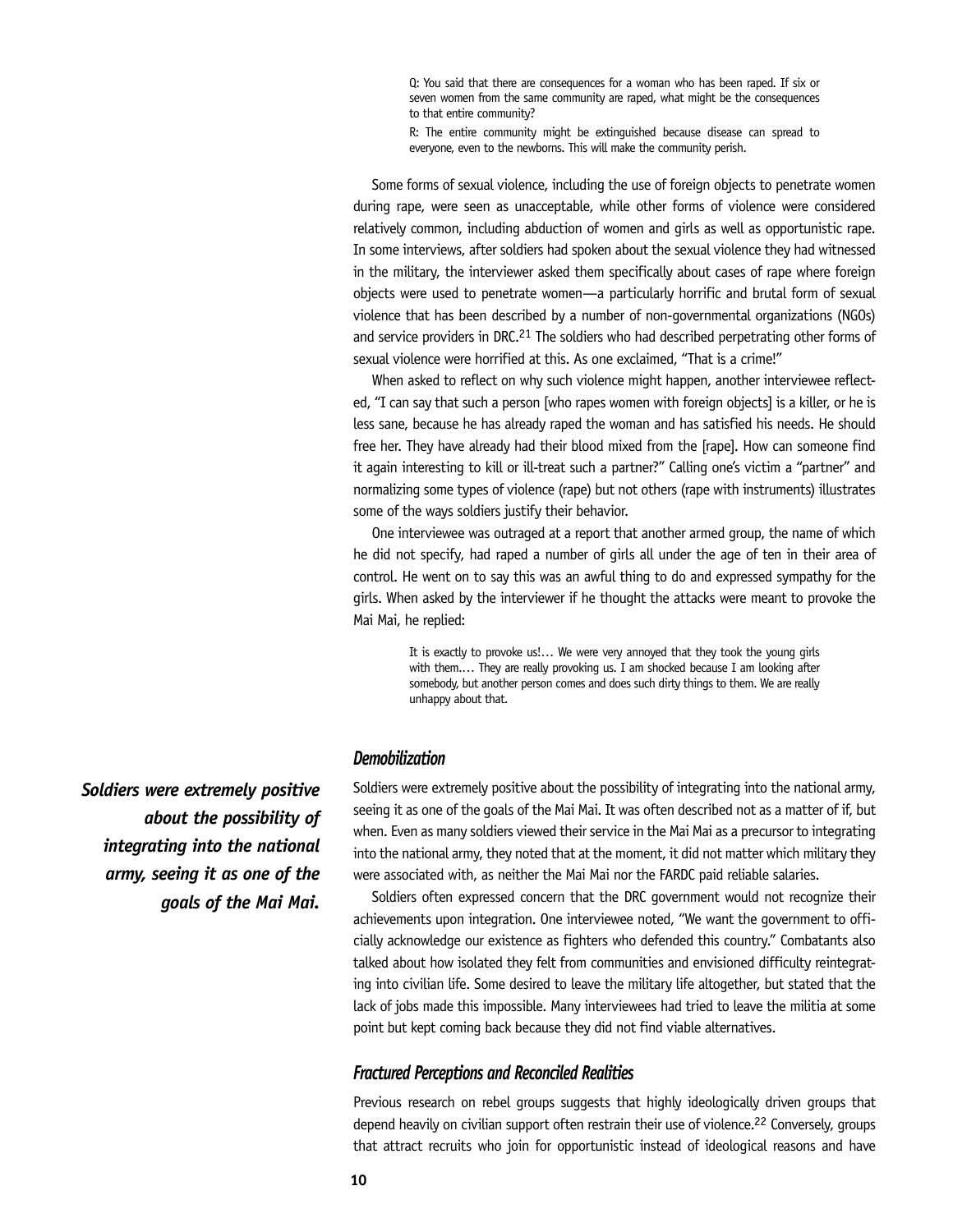> Q: You said that there are consequences for a woman who has been raped. If six or seven women from the same community are raped, what might be the consequences to that entire community?
>
> R: The entire community might be extinguished because disease can spread to everyone, even to the newborns. This will make the community perish.

Some forms of sexual violence, including the use of foreign objects to penetrate women during rape, were seen as unacceptable, while other forms of violence were considered relatively common, including abduction of women and girls as well as opportunistic rape. In some interviews, after soldiers had spoken about the sexual violence they had witnessed in the military, the interviewer asked them specifically about cases of rape where foreign objects were used to penetrate women—a particularly horrific and brutal form of sexual violence that has been described by a number of non-governmental organizations (NGOs) and service providers in DRC.[21] The soldiers who had described perpetrating other forms of sexual violence were horrified at this. As one exclaimed, "That is a crime!"

When asked to reflect on why such violence might happen, another interviewee reflected, "I can say that such a person [who rapes women with foreign objects] is a killer, or he is less sane, because he has already raped the woman and has satisfied his needs. He should free her. They have already had their blood mixed from the [rape]. How can someone find it again interesting to kill or ill-treat such a partner?" Calling one's victim a "partner" and normalizing some types of violence (rape) but not others (rape with instruments) illustrates some of the ways soldiers justify their behavior.

One interviewee was outraged at a report that another armed group, the name of which he did not specify, had raped a number of girls all under the age of ten in their area of control. He went on to say this was an awful thing to do and expressed sympathy for the girls. When asked by the interviewer if he thought the attacks were meant to provoke the Mai Mai, he replied:

> It is exactly to provoke us!… We were very annoyed that they took the young girls with them.… They are really provoking us. I am shocked because I am looking after somebody, but another person comes and does such dirty things to them. We are really unhappy about that.

### *Demobilization*

***Soldiers were extremely positive about the possibility of integrating into the national army, seeing it as one of the goals of the Mai Mai.***

Soldiers were extremely positive about the possibility of integrating into the national army, seeing it as one of the goals of the Mai Mai. It was often described not as a matter of if, but when. Even as many soldiers viewed their service in the Mai Mai as a precursor to integrating into the national army, they noted that at the moment, it did not matter which military they were associated with, as neither the Mai Mai nor the FARDC paid reliable salaries.

Soldiers often expressed concern that the DRC government would not recognize their achievements upon integration. One interviewee noted, "We want the government to officially acknowledge our existence as fighters who defended this country." Combatants also talked about how isolated they felt from communities and envisioned difficulty reintegrating into civilian life. Some desired to leave the military life altogether, but stated that the lack of jobs made this impossible. Many interviewees had tried to leave the militia at some point but kept coming back because they did not find viable alternatives.

### *Fractured Perceptions and Reconciled Realities*

Previous research on rebel groups suggests that highly ideologically driven groups that depend heavily on civilian support often restrain their use of violence.[22] Conversely, groups that attract recruits who join for opportunistic instead of ideological reasons and have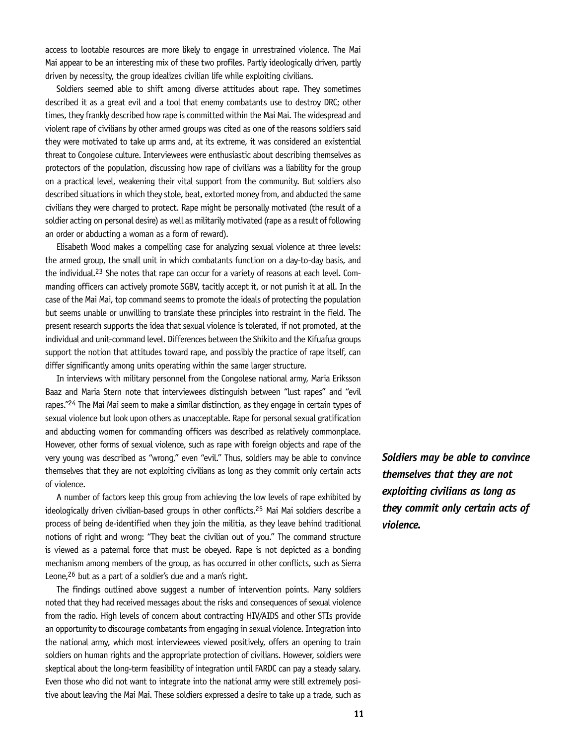access to lootable resources are more likely to engage in unrestrained violence. The Mai Mai appear to be an interesting mix of these two profiles. Partly ideologically driven, partly driven by necessity, the group idealizes civilian life while exploiting civilians.

Soldiers seemed able to shift among diverse attitudes about rape. They sometimes described it as a great evil and a tool that enemy combatants use to destroy DRC; other times, they frankly described how rape is committed within the Mai Mai. The widespread and violent rape of civilians by other armed groups was cited as one of the reasons soldiers said they were motivated to take up arms and, at its extreme, it was considered an existential threat to Congolese culture. Interviewees were enthusiastic about describing themselves as protectors of the population, discussing how rape of civilians was a liability for the group on a practical level, weakening their vital support from the community. But soldiers also described situations in which they stole, beat, extorted money from, and abducted the same civilians they were charged to protect. Rape might be personally motivated (the result of a soldier acting on personal desire) as well as militarily motivated (rape as a result of following an order or abducting a woman as a form of reward).

Elisabeth Wood makes a compelling case for analyzing sexual violence at three levels: the armed group, the small unit in which combatants function on a day-to-day basis, and the individual.[23] She notes that rape can occur for a variety of reasons at each level. Commanding officers can actively promote SGBV, tacitly accept it, or not punish it at all. In the case of the Mai Mai, top command seems to promote the ideals of protecting the population but seems unable or unwilling to translate these principles into restraint in the field. The present research supports the idea that sexual violence is tolerated, if not promoted, at the individual and unit-command level. Differences between the Shikito and the Kifuafua groups support the notion that attitudes toward rape, and possibly the practice of rape itself, can differ significantly among units operating within the same larger structure.

In interviews with military personnel from the Congolese national army, Maria Eriksson Baaz and Maria Stern note that interviewees distinguish between "lust rapes" and "evil rapes."[24] The Mai Mai seem to make a similar distinction, as they engage in certain types of sexual violence but look upon others as unacceptable. Rape for personal sexual gratification and abducting women for commanding officers was described as relatively commonplace. However, other forms of sexual violence, such as rape with foreign objects and rape of the very young was described as "wrong," even "evil." Thus, soldiers may be able to convince themselves that they are not exploiting civilians as long as they commit only certain acts of violence.

***Soldiers may be able to convince themselves that they are not exploiting civilians as long as they commit only certain acts of violence.***

A number of factors keep this group from achieving the low levels of rape exhibited by ideologically driven civilian-based groups in other conflicts.[25] Mai Mai soldiers describe a process of being de-identified when they join the militia, as they leave behind traditional notions of right and wrong: "They beat the civilian out of you." The command structure is viewed as a paternal force that must be obeyed. Rape is not depicted as a bonding mechanism among members of the group, as has occurred in other conflicts, such as Sierra Leone,[26] but as a part of a soldier's due and a man's right.

The findings outlined above suggest a number of intervention points. Many soldiers noted that they had received messages about the risks and consequences of sexual violence from the radio. High levels of concern about contracting HIV/AIDS and other STIs provide an opportunity to discourage combatants from engaging in sexual violence. Integration into the national army, which most interviewees viewed positively, offers an opening to train soldiers on human rights and the appropriate protection of civilians. However, soldiers were skeptical about the long-term feasibility of integration until FARDC can pay a steady salary. Even those who did not want to integrate into the national army were still extremely positive about leaving the Mai Mai. These soldiers expressed a desire to take up a trade, such as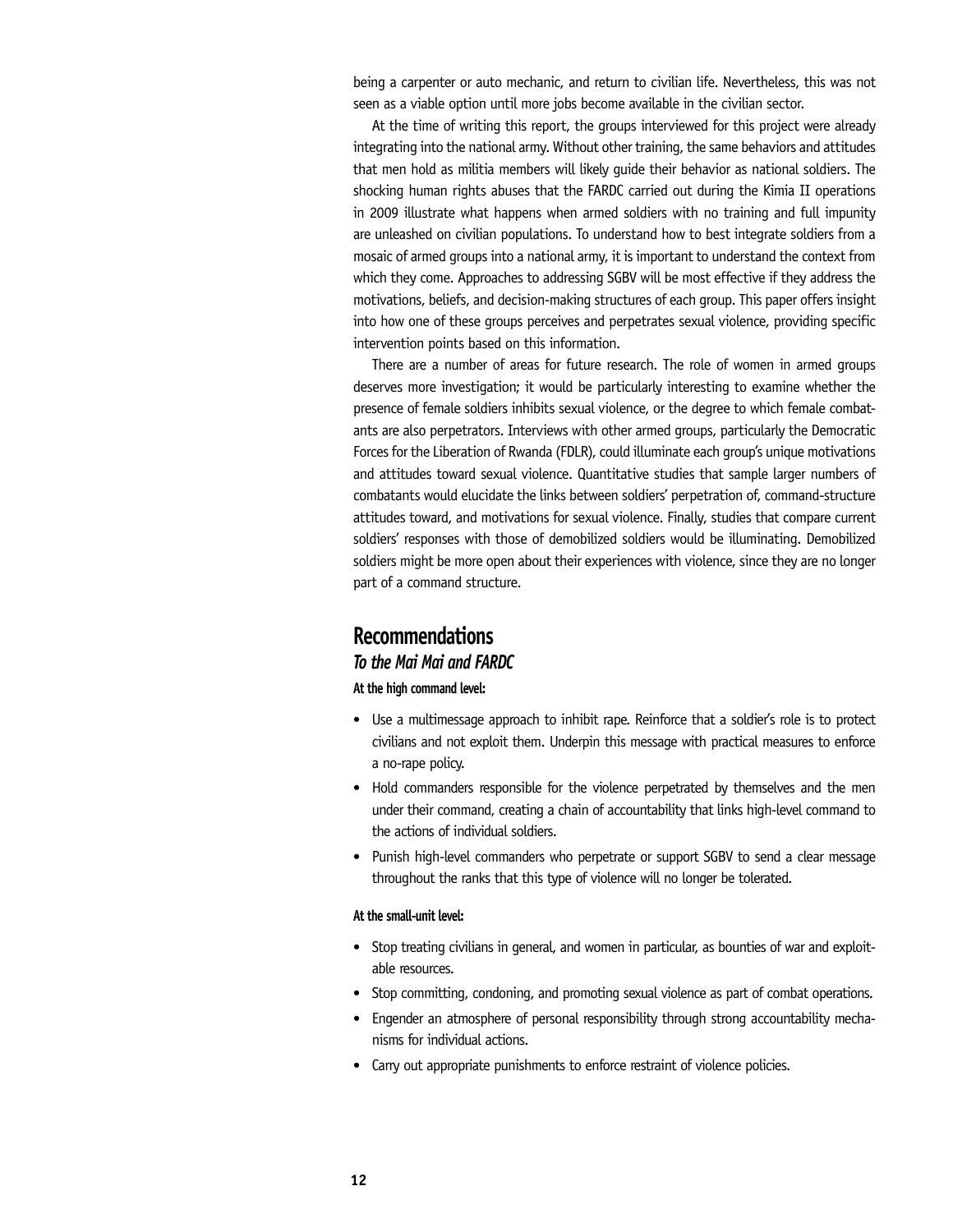being a carpenter or auto mechanic, and return to civilian life. Nevertheless, this was not seen as a viable option until more jobs become available in the civilian sector.

At the time of writing this report, the groups interviewed for this project were already integrating into the national army. Without other training, the same behaviors and attitudes that men hold as militia members will likely guide their behavior as national soldiers. The shocking human rights abuses that the FARDC carried out during the Kimia II operations in 2009 illustrate what happens when armed soldiers with no training and full impunity are unleashed on civilian populations. To understand how to best integrate soldiers from a mosaic of armed groups into a national army, it is important to understand the context from which they come. Approaches to addressing SGBV will be most effective if they address the motivations, beliefs, and decision-making structures of each group. This paper offers insight into how one of these groups perceives and perpetrates sexual violence, providing specific intervention points based on this information.

There are a number of areas for future research. The role of women in armed groups deserves more investigation; it would be particularly interesting to examine whether the presence of female soldiers inhibits sexual violence, or the degree to which female combatants are also perpetrators. Interviews with other armed groups, particularly the Democratic Forces for the Liberation of Rwanda (FDLR), could illuminate each group's unique motivations and attitudes toward sexual violence. Quantitative studies that sample larger numbers of combatants would elucidate the links between soldiers' perpetration of, command-structure attitudes toward, and motivations for sexual violence. Finally, studies that compare current soldiers' responses with those of demobilized soldiers would be illuminating. Demobilized soldiers might be more open about their experiences with violence, since they are no longer part of a command structure.

## Recommendations

### *To the Mai Mai and FARDC*

**At the high command level:**

- Use a multimessage approach to inhibit rape. Reinforce that a soldier's role is to protect civilians and not exploit them. Underpin this message with practical measures to enforce a no-rape policy.
- Hold commanders responsible for the violence perpetrated by themselves and the men under their command, creating a chain of accountability that links high-level command to the actions of individual soldiers.
- Punish high-level commanders who perpetrate or support SGBV to send a clear message throughout the ranks that this type of violence will no longer be tolerated.

**At the small-unit level:**

- Stop treating civilians in general, and women in particular, as bounties of war and exploitable resources.
- Stop committing, condoning, and promoting sexual violence as part of combat operations.
- Engender an atmosphere of personal responsibility through strong accountability mechanisms for individual actions.
- Carry out appropriate punishments to enforce restraint of violence policies.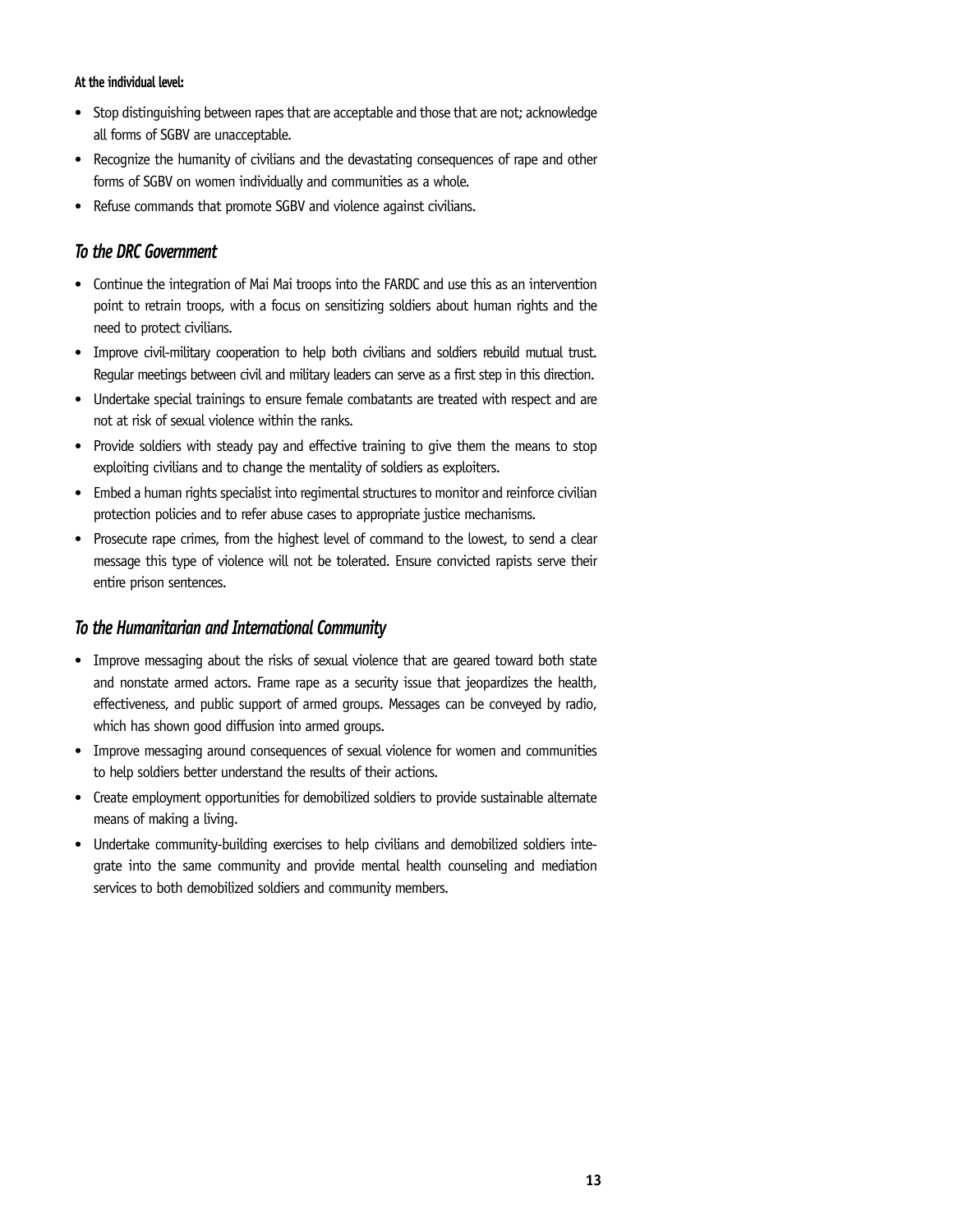**At the individual level:**

- Stop distinguishing between rapes that are acceptable and those that are not; acknowledge all forms of SGBV are unacceptable.
- Recognize the humanity of civilians and the devastating consequences of rape and other forms of SGBV on women individually and communities as a whole.
- Refuse commands that promote SGBV and violence against civilians.

### *To the DRC Government*

- Continue the integration of Mai Mai troops into the FARDC and use this as an intervention point to retrain troops, with a focus on sensitizing soldiers about human rights and the need to protect civilians.
- Improve civil-military cooperation to help both civilians and soldiers rebuild mutual trust. Regular meetings between civil and military leaders can serve as a first step in this direction.
- Undertake special trainings to ensure female combatants are treated with respect and are not at risk of sexual violence within the ranks.
- Provide soldiers with steady pay and effective training to give them the means to stop exploiting civilians and to change the mentality of soldiers as exploiters.
- Embed a human rights specialist into regimental structures to monitor and reinforce civilian protection policies and to refer abuse cases to appropriate justice mechanisms.
- Prosecute rape crimes, from the highest level of command to the lowest, to send a clear message this type of violence will not be tolerated. Ensure convicted rapists serve their entire prison sentences.

### *To the Humanitarian and International Community*

- Improve messaging about the risks of sexual violence that are geared toward both state and nonstate armed actors. Frame rape as a security issue that jeopardizes the health, effectiveness, and public support of armed groups. Messages can be conveyed by radio, which has shown good diffusion into armed groups.
- Improve messaging around consequences of sexual violence for women and communities to help soldiers better understand the results of their actions.
- Create employment opportunities for demobilized soldiers to provide sustainable alternate means of making a living.
- Undertake community-building exercises to help civilians and demobilized soldiers integrate into the same community and provide mental health counseling and mediation services to both demobilized soldiers and community members.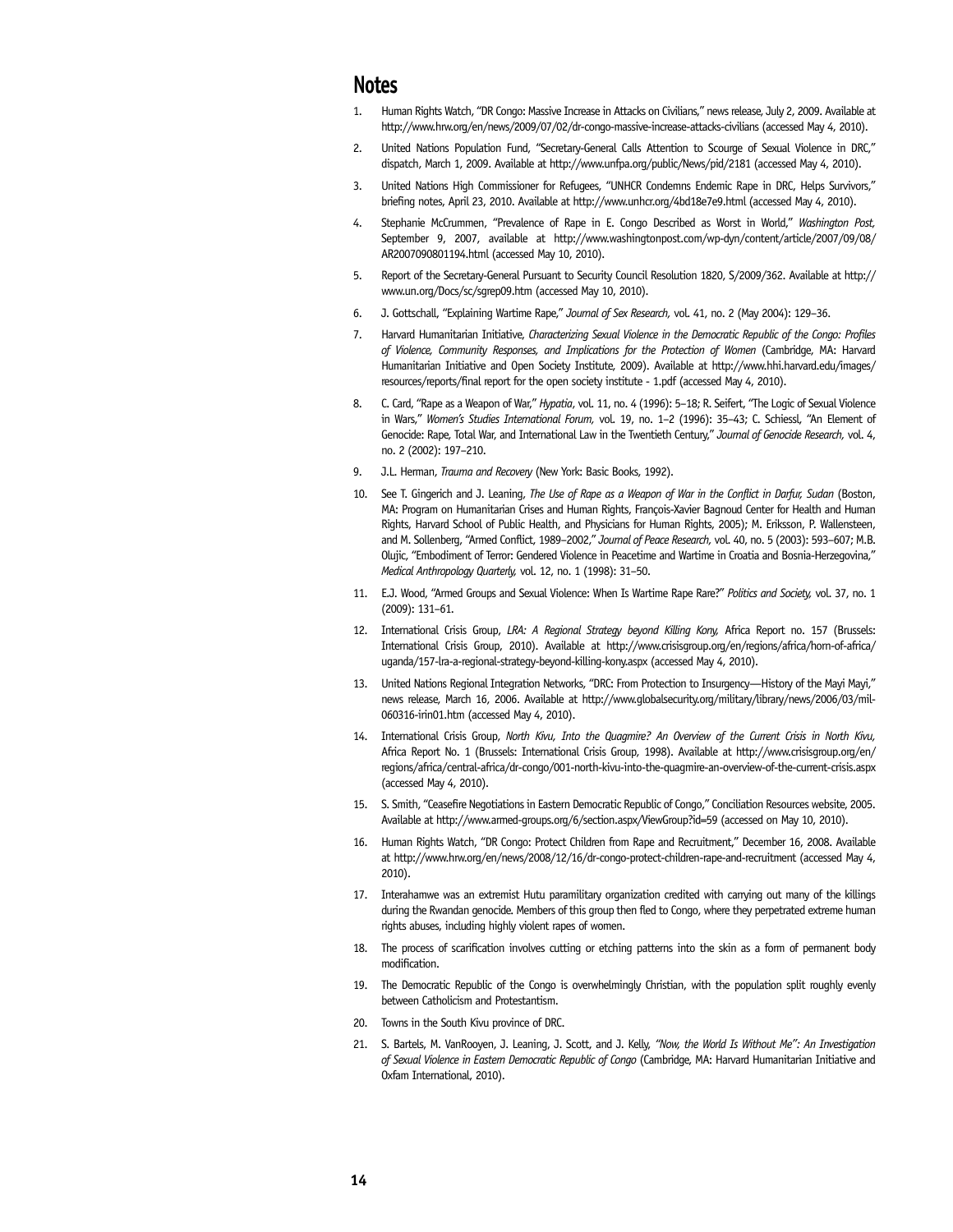## Notes

1. Human Rights Watch, "DR Congo: Massive Increase in Attacks on Civilians," news release, July 2, 2009. Available at http://www.hrw.org/en/news/2009/07/02/dr-congo-massive-increase-attacks-civilians (accessed May 4, 2010).
2. United Nations Population Fund, "Secretary-General Calls Attention to Scourge of Sexual Violence in DRC," dispatch, March 1, 2009. Available at http://www.unfpa.org/public/News/pid/2181 (accessed May 4, 2010).
3. United Nations High Commissioner for Refugees, "UNHCR Condemns Endemic Rape in DRC, Helps Survivors," briefing notes, April 23, 2010. Available at http://www.unhcr.org/4bd18e7e9.html (accessed May 4, 2010).
4. Stephanie McCrummen, "Prevalence of Rape in E. Congo Described as Worst in World," *Washington Post,* September 9, 2007, available at http://www.washingtonpost.com/wp-dyn/content/article/2007/09/08/AR2007090801194.html (accessed May 10, 2010).
5. Report of the Secretary-General Pursuant to Security Council Resolution 1820, S/2009/362. Available at http://www.un.org/Docs/sc/sgrep09.htm (accessed May 10, 2010).
6. J. Gottschall, "Explaining Wartime Rape," *Journal of Sex Research,* vol. 41, no. 2 (May 2004): 129–36.
7. Harvard Humanitarian Initiative, *Characterizing Sexual Violence in the Democratic Republic of the Congo: Profiles of Violence, Community Responses, and Implications for the Protection of Women* (Cambridge, MA: Harvard Humanitarian Initiative and Open Society Institute, 2009). Available at http://www.hhi.harvard.edu/images/resources/reports/final report for the open society institute - 1.pdf (accessed May 4, 2010).
8. C. Card, "Rape as a Weapon of War," *Hypatia*, vol. 11, no. 4 (1996): 5–18; R. Seifert, "The Logic of Sexual Violence in Wars," *Women's Studies International Forum,* vol. 19, no. 1–2 (1996): 35–43; C. Schiessl, "An Element of Genocide: Rape, Total War, and International Law in the Twentieth Century," *Journal of Genocide Research,* vol. 4, no. 2 (2002): 197–210.
9. J.L. Herman, *Trauma and Recovery* (New York: Basic Books, 1992).
10. See T. Gingerich and J. Leaning, *The Use of Rape as a Weapon of War in the Conflict in Darfur, Sudan* (Boston, MA: Program on Humanitarian Crises and Human Rights, François-Xavier Bagnoud Center for Health and Human Rights, Harvard School of Public Health, and Physicians for Human Rights, 2005); M. Eriksson, P. Wallensteen, and M. Sollenberg, "Armed Conflict, 1989–2002," *Journal of Peace Research,* vol. 40, no. 5 (2003): 593–607; M.B. Olujic, "Embodiment of Terror: Gendered Violence in Peacetime and Wartime in Croatia and Bosnia-Herzegovina," *Medical Anthropology Quarterly,* vol. 12, no. 1 (1998): 31–50.
11. E.J. Wood, "Armed Groups and Sexual Violence: When Is Wartime Rape Rare?" *Politics and Society,* vol. 37, no. 1 (2009): 131–61.
12. International Crisis Group, *LRA: A Regional Strategy beyond Killing Kony,* Africa Report no. 157 (Brussels: International Crisis Group, 2010). Available at http://www.crisisgroup.org/en/regions/africa/horn-of-africa/uganda/157-lra-a-regional-strategy-beyond-killing-kony.aspx (accessed May 4, 2010).
13. United Nations Regional Integration Networks, "DRC: From Protection to Insurgency—History of the Mayi Mayi," news release, March 16, 2006. Available at http://www.globalsecurity.org/military/library/news/2006/03/mil-060316-irin01.htm (accessed May 4, 2010).
14. International Crisis Group, *North Kivu, Into the Quagmire? An Overview of the Current Crisis in North Kivu,* Africa Report No. 1 (Brussels: International Crisis Group, 1998). Available at http://www.crisisgroup.org/en/regions/africa/central-africa/dr-congo/001-north-kivu-into-the-quagmire-an-overview-of-the-current-crisis.aspx (accessed May 4, 2010).
15. S. Smith, "Ceasefire Negotiations in Eastern Democratic Republic of Congo," Conciliation Resources website, 2005. Available at http://www.armed-groups.org/6/section.aspx/ViewGroup?id=59 (accessed on May 10, 2010).
16. Human Rights Watch, "DR Congo: Protect Children from Rape and Recruitment," December 16, 2008. Available at http://www.hrw.org/en/news/2008/12/16/dr-congo-protect-children-rape-and-recruitment (accessed May 4, 2010).
17. Interahamwe was an extremist Hutu paramilitary organization credited with carrying out many of the killings during the Rwandan genocide. Members of this group then fled to Congo, where they perpetrated extreme human rights abuses, including highly violent rapes of women.
18. The process of scarification involves cutting or etching patterns into the skin as a form of permanent body modification.
19. The Democratic Republic of the Congo is overwhelmingly Christian, with the population split roughly evenly between Catholicism and Protestantism.
20. Towns in the South Kivu province of DRC.
21. S. Bartels, M. VanRooyen, J. Leaning, J. Scott, and J. Kelly, *"Now, the World Is Without Me": An Investigation of Sexual Violence in Eastern Democratic Republic of Congo* (Cambridge, MA: Harvard Humanitarian Initiative and Oxfam International, 2010).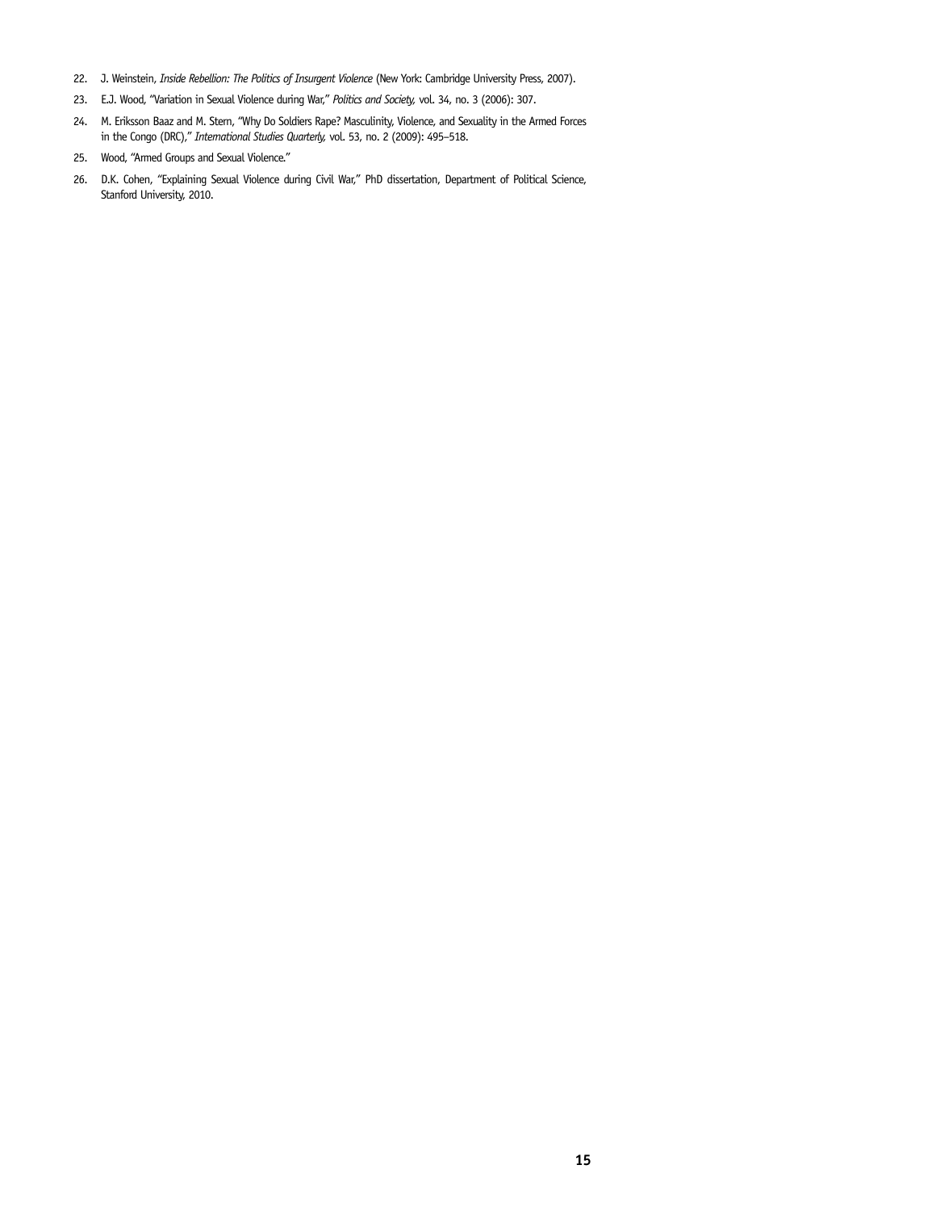22. J. Weinstein, *Inside Rebellion: The Politics of Insurgent Violence* (New York: Cambridge University Press, 2007).
23. E.J. Wood, "Variation in Sexual Violence during War," *Politics and Society,* vol. 34, no. 3 (2006): 307.
24. M. Eriksson Baaz and M. Stern, "Why Do Soldiers Rape? Masculinity, Violence, and Sexuality in the Armed Forces in the Congo (DRC)," *International Studies Quarterly,* vol. 53, no. 2 (2009): 495–518.
25. Wood, "Armed Groups and Sexual Violence."
26. D.K. Cohen, "Explaining Sexual Violence during Civil War," PhD dissertation, Department of Political Science, Stanford University, 2010.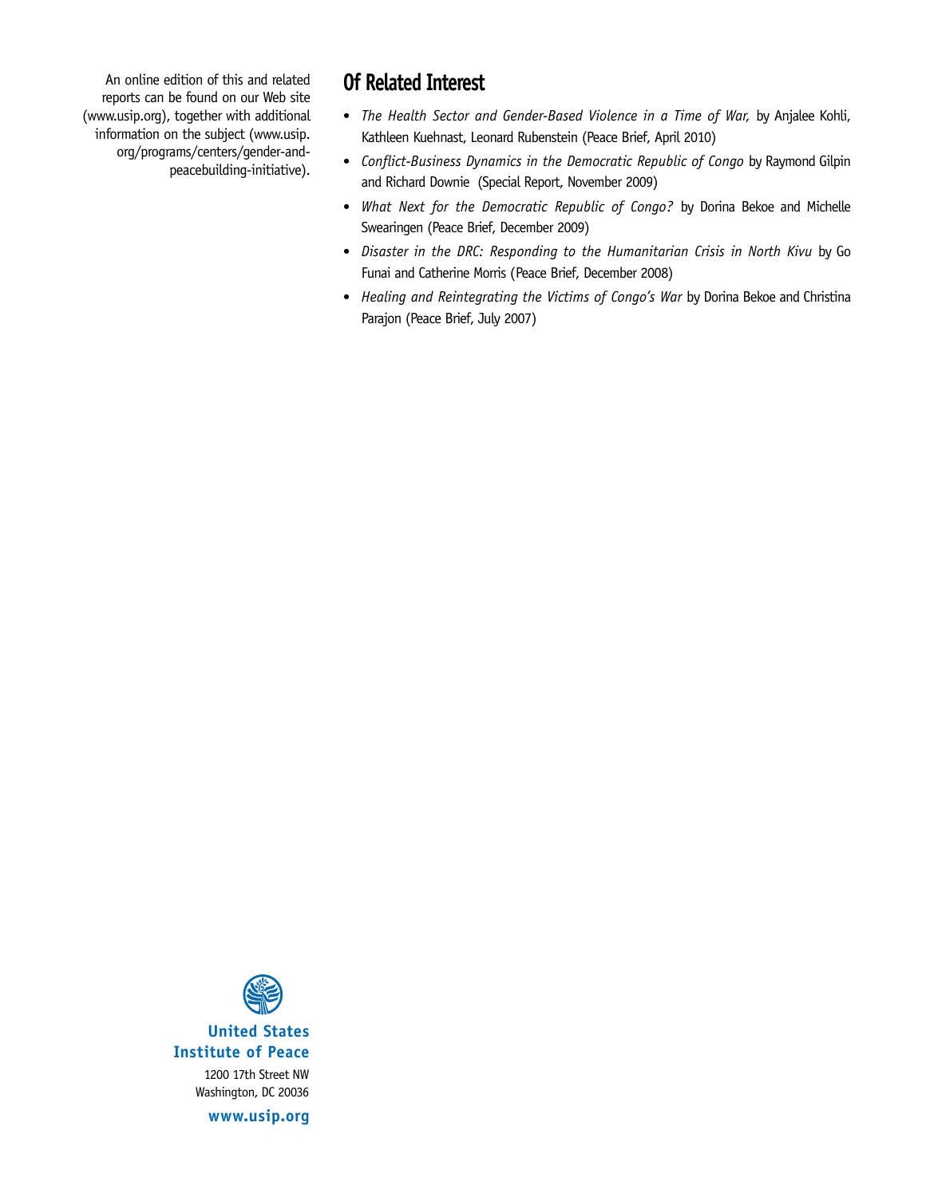An online edition of this and related reports can be found on our Web site (www.usip.org), together with additional information on the subject (www.usip.org/programs/centers/gender-and-peacebuilding-initiative).

## Of Related Interest

- *The Health Sector and Gender-Based Violence in a Time of War,* by Anjalee Kohli, Kathleen Kuehnast, Leonard Rubenstein (Peace Brief, April 2010)
- *Conflict-Business Dynamics in the Democratic Republic of Congo* by Raymond Gilpin and Richard Downie (Special Report, November 2009)
- *What Next for the Democratic Republic of Congo?* by Dorina Bekoe and Michelle Swearingen (Peace Brief, December 2009)
- *Disaster in the DRC: Responding to the Humanitarian Crisis in North Kivu* by Go Funai and Catherine Morris (Peace Brief, December 2008)
- *Healing and Reintegrating the Victims of Congo's War* by Dorina Bekoe and Christina Parajon (Peace Brief, July 2007)

**United States Institute of Peace**

1200 17th Street NW
Washington, DC 20036

**www.usip.org**